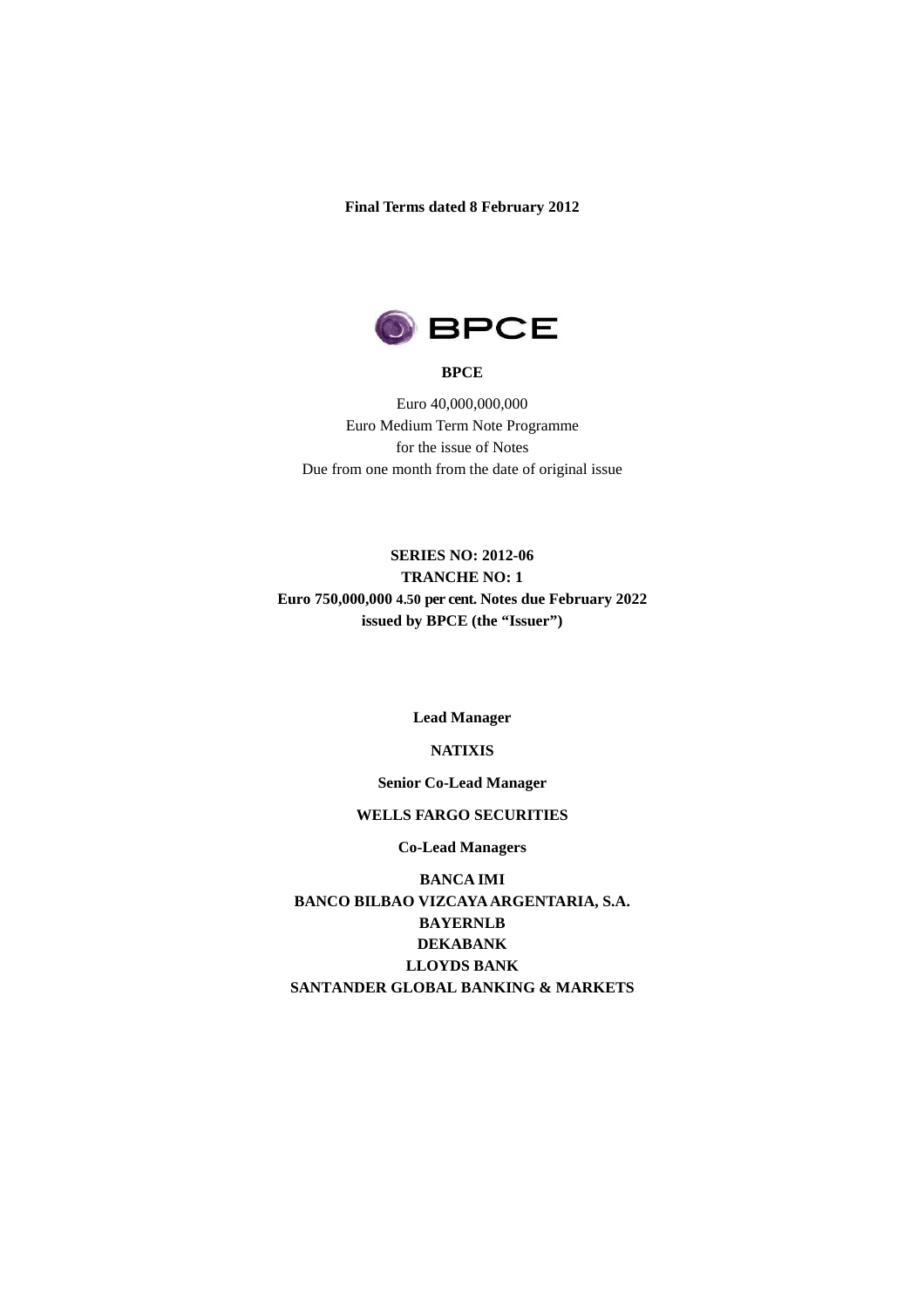**Final Terms dated 8 February 2012**

**BPCE**

Euro 40,000,000,000
Euro Medium Term Note Programme
for the issue of Notes
Due from one month from the date of original issue

**SERIES NO: 2012-06**
**TRANCHE NO: 1**
**Euro 750,000,000 4.50 per cent. Notes due February 2022**
**issued by BPCE (the "Issuer")**

**Lead Manager**

**NATIXIS**

**Senior Co-Lead Manager**

**WELLS FARGO SECURITIES**

**Co-Lead Managers**

**BANCA IMI**
**BANCO BILBAO VIZCAYA ARGENTARIA, S.A.**
**BAYERNLB**
**DEKABANK**
**LLOYDS BANK**
**SANTANDER GLOBAL BANKING & MARKETS**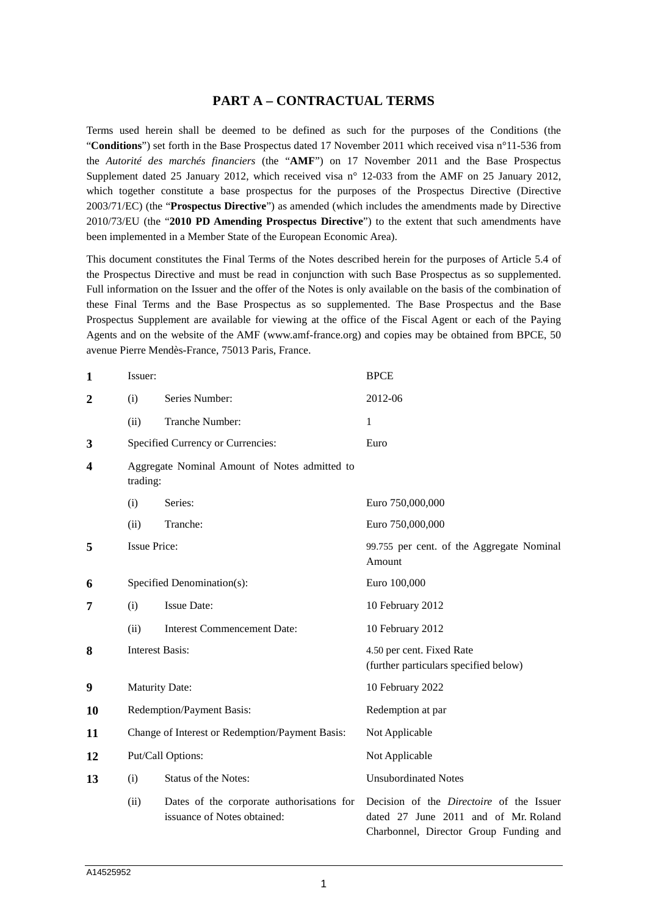## PART A – CONTRACTUAL TERMS

Terms used herein shall be deemed to be defined as such for the purposes of the Conditions (the "**Conditions**") set forth in the Base Prospectus dated 17 November 2011 which received visa n°11-536 from the *Autorité des marchés financiers* (the "**AMF**") on 17 November 2011 and the Base Prospectus Supplement dated 25 January 2012, which received visa n° 12-033 from the AMF on 25 January 2012, which together constitute a base prospectus for the purposes of the Prospectus Directive (Directive 2003/71/EC) (the "**Prospectus Directive**") as amended (which includes the amendments made by Directive 2010/73/EU (the "**2010 PD Amending Prospectus Directive**") to the extent that such amendments have been implemented in a Member State of the European Economic Area).

This document constitutes the Final Terms of the Notes described herein for the purposes of Article 5.4 of the Prospectus Directive and must be read in conjunction with such Base Prospectus as so supplemented. Full information on the Issuer and the offer of the Notes is only available on the basis of the combination of these Final Terms and the Base Prospectus as so supplemented. The Base Prospectus and the Base Prospectus Supplement are available for viewing at the office of the Fiscal Agent or each of the Paying Agents and on the website of the AMF (www.amf-france.org) and copies may be obtained from BPCE, 50 avenue Pierre Mendès-France, 75013 Paris, France.

| | | | |
|---|---|---|---|
| **1** | Issuer: | | BPCE |
| **2** | (i) | Series Number: | 2012-06 |
| | (ii) | Tranche Number: | 1 |
| **3** | Specified Currency or Currencies: | | Euro |
| **4** | Aggregate Nominal Amount of Notes admitted to trading: | | |
| | (i) | Series: | Euro 750,000,000 |
| | (ii) | Tranche: | Euro 750,000,000 |
| **5** | Issue Price: | | 99.755 per cent. of the Aggregate Nominal Amount |
| **6** | Specified Denomination(s): | | Euro 100,000 |
| **7** | (i) | Issue Date: | 10 February 2012 |
| | (ii) | Interest Commencement Date: | 10 February 2012 |
| **8** | Interest Basis: | | 4.50 per cent. Fixed Rate (further particulars specified below) |
| **9** | Maturity Date: | | 10 February 2022 |
| **10** | Redemption/Payment Basis: | | Redemption at par |
| **11** | Change of Interest or Redemption/Payment Basis: | | Not Applicable |
| **12** | Put/Call Options: | | Not Applicable |
| **13** | (i) | Status of the Notes: | Unsubordinated Notes |
| | (ii) | Dates of the corporate authorisations for issuance of Notes obtained: | Decision of the *Directoire* of the Issuer dated 27 June 2011 and of Mr. Roland Charbonnel, Director Group Funding and |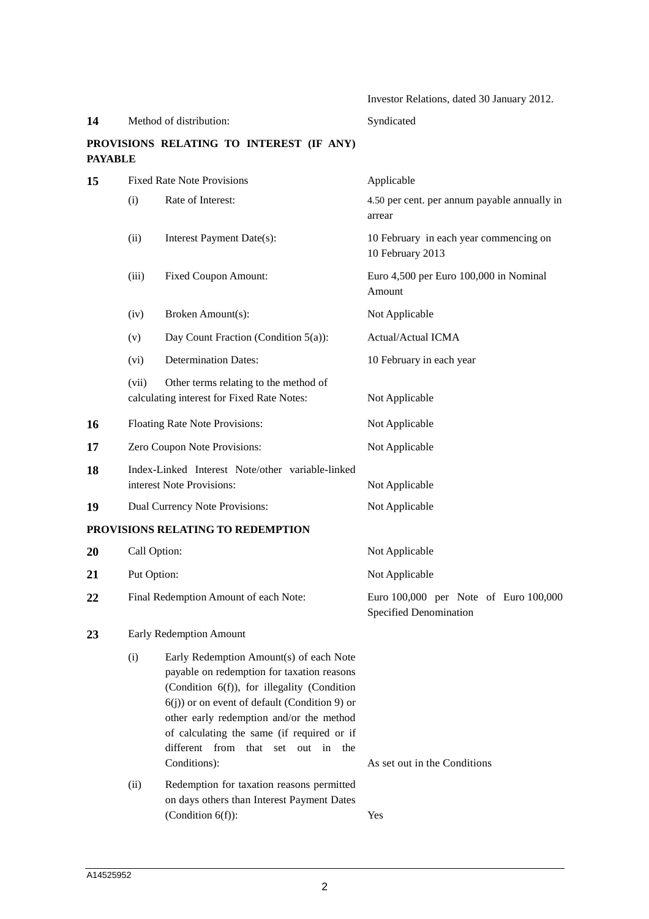| | | | |
|---|---|---|---|
| | | | Investor Relations, dated 30 January 2012. |
| **14** | Method of distribution: | | Syndicated |

**PROVISIONS RELATING TO INTEREST (IF ANY) PAYABLE**

| | | | |
|---|---|---|---|
| **15** | Fixed Rate Note Provisions | | Applicable |
| | (i) | Rate of Interest: | 4.50 per cent. per annum payable annually in arrear |
| | (ii) | Interest Payment Date(s): | 10 February in each year commencing on 10 February 2013 |
| | (iii) | Fixed Coupon Amount: | Euro 4,500 per Euro 100,000 in Nominal Amount |
| | (iv) | Broken Amount(s): | Not Applicable |
| | (v) | Day Count Fraction (Condition 5(a)): | Actual/Actual ICMA |
| | (vi) | Determination Dates: | 10 February in each year |
| | (vii) | Other terms relating to the method of calculating interest for Fixed Rate Notes: | Not Applicable |
| **16** | Floating Rate Note Provisions: | | Not Applicable |
| **17** | Zero Coupon Note Provisions: | | Not Applicable |
| **18** | Index-Linked Interest Note/other variable-linked interest Note Provisions: | | Not Applicable |
| **19** | Dual Currency Note Provisions: | | Not Applicable |

**PROVISIONS RELATING TO REDEMPTION**

| | | | |
|---|---|---|---|
| **20** | Call Option: | | Not Applicable |
| **21** | Put Option: | | Not Applicable |
| **22** | Final Redemption Amount of each Note: | | Euro 100,000 per Note of Euro 100,000 Specified Denomination |
| **23** | Early Redemption Amount | | |
| | (i) | Early Redemption Amount(s) of each Note payable on redemption for taxation reasons (Condition 6(f)), for illegality (Condition 6(j)) or on event of default (Condition 9) or other early redemption and/or the method of calculating the same (if required or if different from that set out in the Conditions): | As set out in the Conditions |
| | (ii) | Redemption for taxation reasons permitted on days others than Interest Payment Dates (Condition 6(f)): | Yes |

A14525952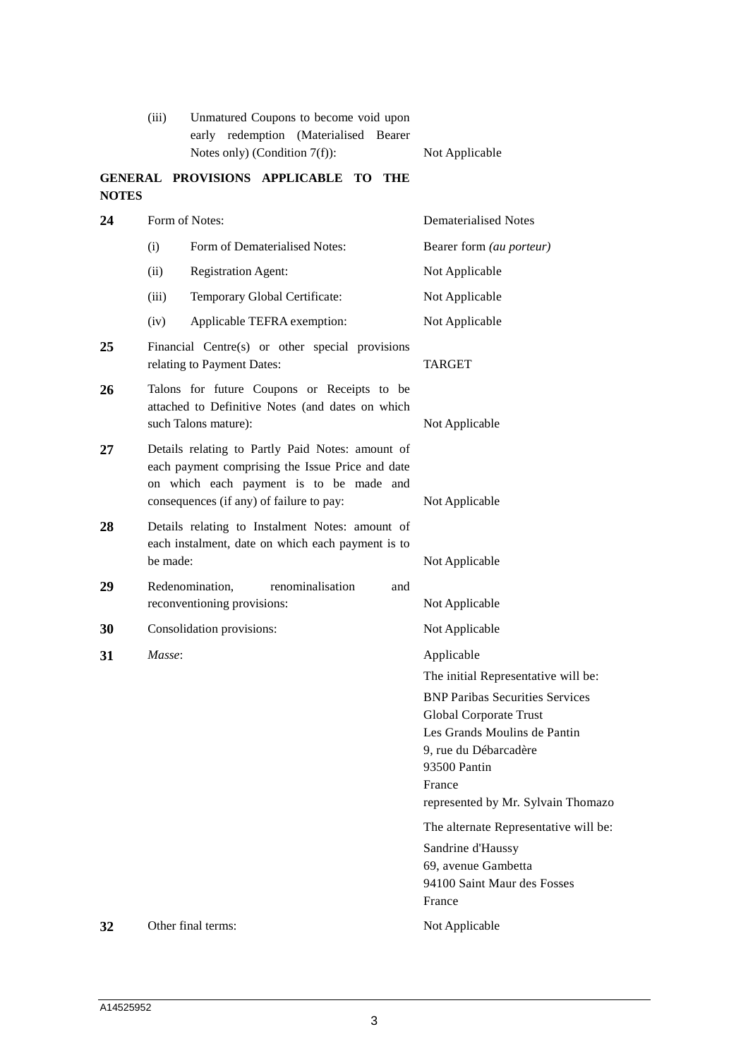| | | | |
|---|---|---|---|
| | (iii) | Unmatured Coupons to become void upon early redemption (Materialised Bearer Notes only) (Condition 7(f)): | Not Applicable |

**GENERAL PROVISIONS APPLICABLE TO THE NOTES**

| | | | |
|---|---|---|---|
| **24** | Form of Notes: | | Dematerialised Notes |
| | (i) | Form of Dematerialised Notes: | Bearer form *(au porteur)* |
| | (ii) | Registration Agent: | Not Applicable |
| | (iii) | Temporary Global Certificate: | Not Applicable |
| | (iv) | Applicable TEFRA exemption: | Not Applicable |
| **25** | Financial Centre(s) or other special provisions relating to Payment Dates: | | TARGET |
| **26** | Talons for future Coupons or Receipts to be attached to Definitive Notes (and dates on which such Talons mature): | | Not Applicable |
| **27** | Details relating to Partly Paid Notes: amount of each payment comprising the Issue Price and date on which each payment is to be made and consequences (if any) of failure to pay: | | Not Applicable |
| **28** | Details relating to Instalment Notes: amount of each instalment, date on which each payment is to be made: | | Not Applicable |
| **29** | Redenomination, renominalisation and reconventioning provisions: | | Not Applicable |
| **30** | Consolidation provisions: | | Not Applicable |
| **31** | *Masse*: | | Applicable<br><br>The initial Representative will be:<br><br>BNP Paribas Securities Services<br>Global Corporate Trust<br>Les Grands Moulins de Pantin<br>9, rue du Débarcadère<br>93500 Pantin<br>France<br>represented by Mr. Sylvain Thomazo<br><br>The alternate Representative will be:<br><br>Sandrine d'Haussy<br>69, avenue Gambetta<br>94100 Saint Maur des Fosses<br>France |
| **32** | Other final terms: | | Not Applicable |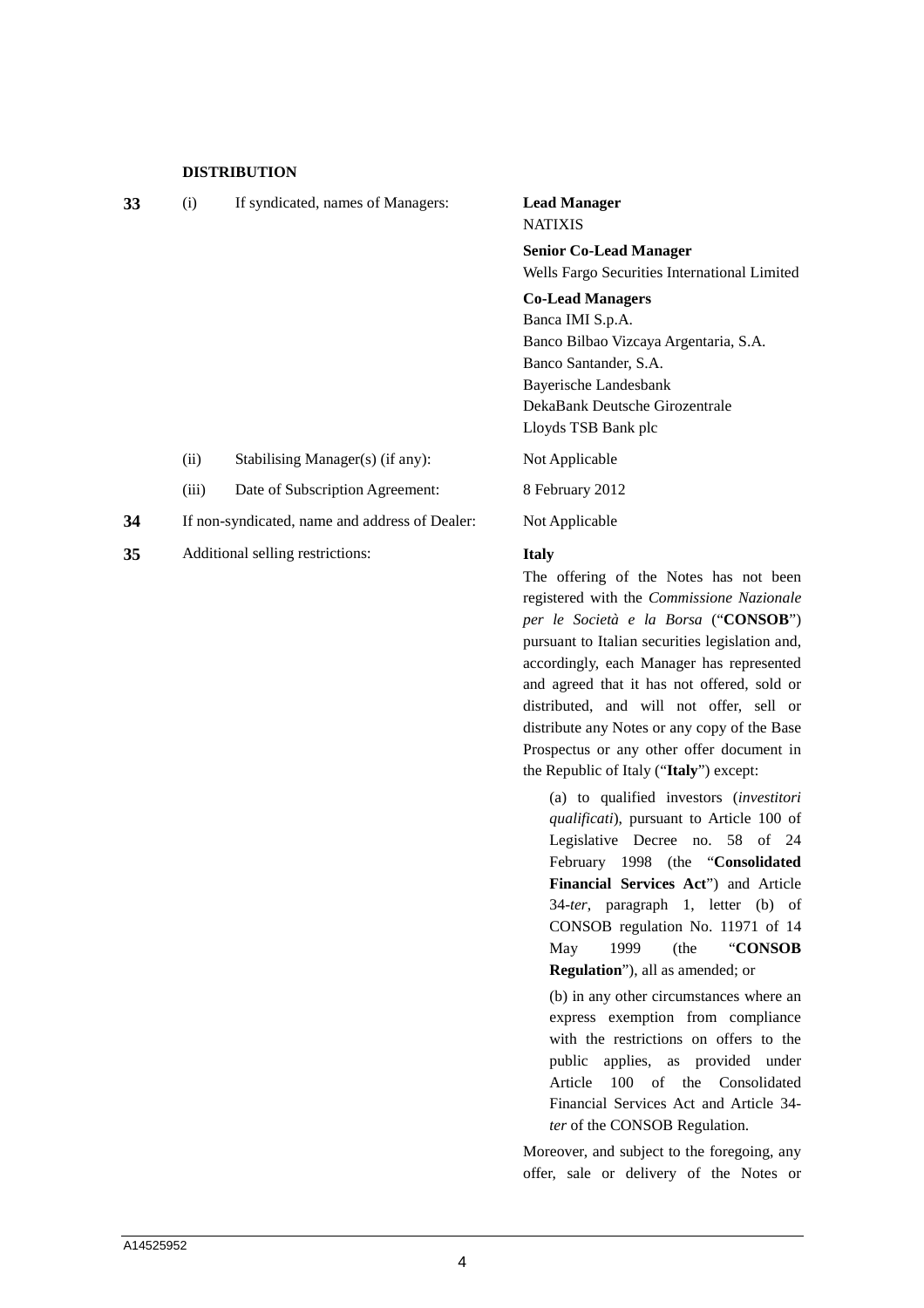**DISTRIBUTION**

| | | | |
|---|---|---|---|
| **33** | (i) | If syndicated, names of Managers: | **Lead Manager**<br>NATIXIS<br><br>**Senior Co-Lead Manager**<br>Wells Fargo Securities International Limited<br><br>**Co-Lead Managers**<br>Banca IMI S.p.A.<br>Banco Bilbao Vizcaya Argentaria, S.A.<br>Banco Santander, S.A.<br>Bayerische Landesbank<br>DekaBank Deutsche Girozentrale<br>Lloyds TSB Bank plc |
| | (ii) | Stabilising Manager(s) (if any): | Not Applicable |
| | (iii) | Date of Subscription Agreement: | 8 February 2012 |
| **34** | If non-syndicated, name and address of Dealer: | | Not Applicable |
| **35** | Additional selling restrictions: | | **Italy** |

The offering of the Notes has not been registered with the *Commissione Nazionale per le Società e la Borsa* ("**CONSOB**") pursuant to Italian securities legislation and, accordingly, each Manager has represented and agreed that it has not offered, sold or distributed, and will not offer, sell or distribute any Notes or any copy of the Base Prospectus or any other offer document in the Republic of Italy ("**Italy**") except:

(a) to qualified investors (*investitori qualificati*), pursuant to Article 100 of Legislative Decree no. 58 of 24 February 1998 (the "**Consolidated Financial Services Act**") and Article 34-*ter*, paragraph 1, letter (b) of CONSOB regulation No. 11971 of 14 May 1999 (the "**CONSOB Regulation**"), all as amended; or

(b) in any other circumstances where an express exemption from compliance with the restrictions on offers to the public applies, as provided under Article 100 of the Consolidated Financial Services Act and Article 34-*ter* of the CONSOB Regulation.

Moreover, and subject to the foregoing, any offer, sale or delivery of the Notes or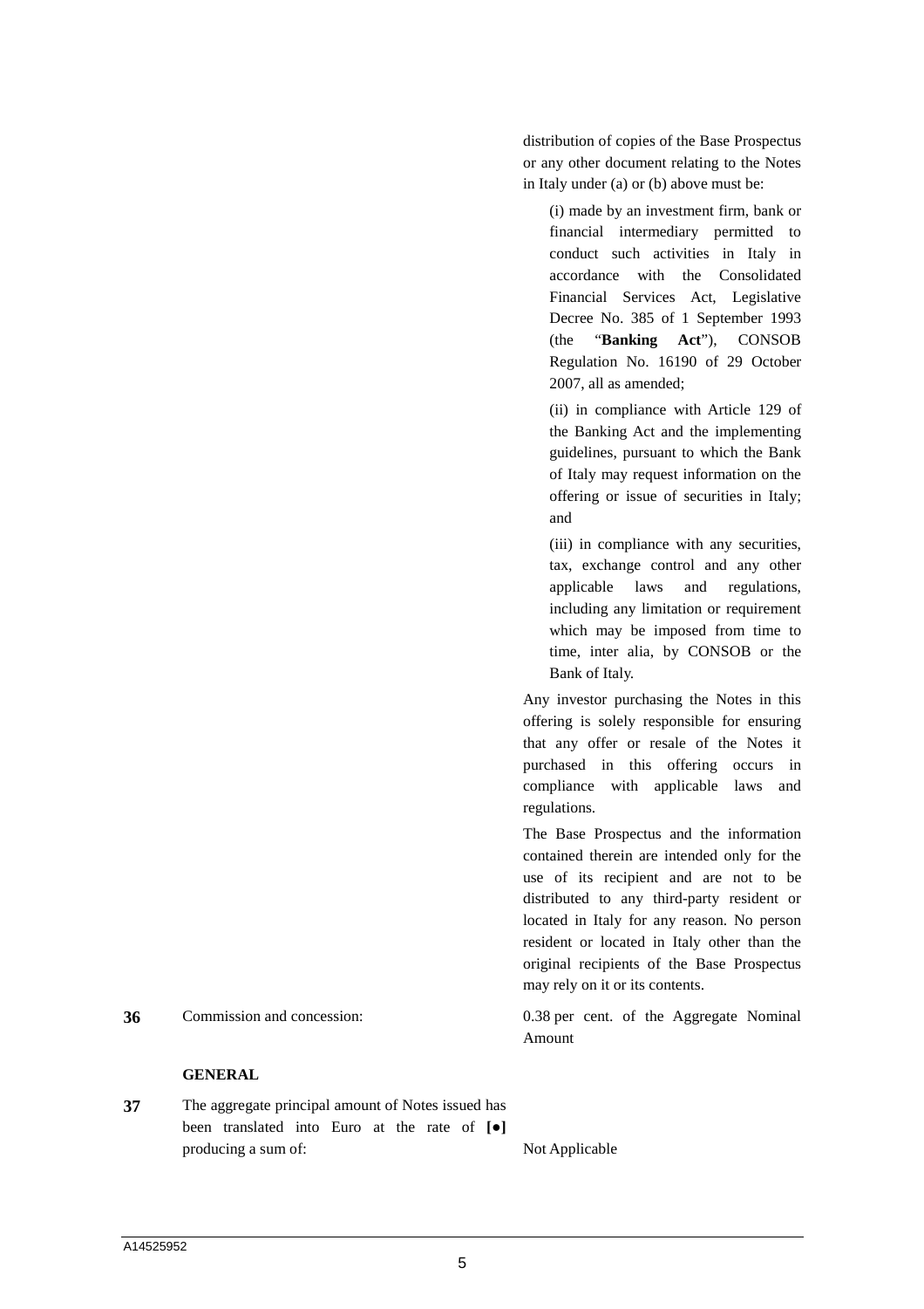distribution of copies of the Base Prospectus or any other document relating to the Notes in Italy under (a) or (b) above must be:

(i) made by an investment firm, bank or financial intermediary permitted to conduct such activities in Italy in accordance with the Consolidated Financial Services Act, Legislative Decree No. 385 of 1 September 1993 (the "**Banking Act**"), CONSOB Regulation No. 16190 of 29 October 2007, all as amended;

(ii) in compliance with Article 129 of the Banking Act and the implementing guidelines, pursuant to which the Bank of Italy may request information on the offering or issue of securities in Italy; and

(iii) in compliance with any securities, tax, exchange control and any other applicable laws and regulations, including any limitation or requirement which may be imposed from time to time, inter alia, by CONSOB or the Bank of Italy.

Any investor purchasing the Notes in this offering is solely responsible for ensuring that any offer or resale of the Notes it purchased in this offering occurs in compliance with applicable laws and regulations.

The Base Prospectus and the information contained therein are intended only for the use of its recipient and are not to be distributed to any third-party resident or located in Italy for any reason. No person resident or located in Italy other than the original recipients of the Base Prospectus may rely on it or its contents.

| | | |
|---|---|---|
| **36** | Commission and concession: | 0.38 per cent. of the Aggregate Nominal Amount |

**GENERAL**

| | | |
|---|---|---|
| **37** | The aggregate principal amount of Notes issued has been translated into Euro at the rate of **[●]** producing a sum of: | Not Applicable |

A14525952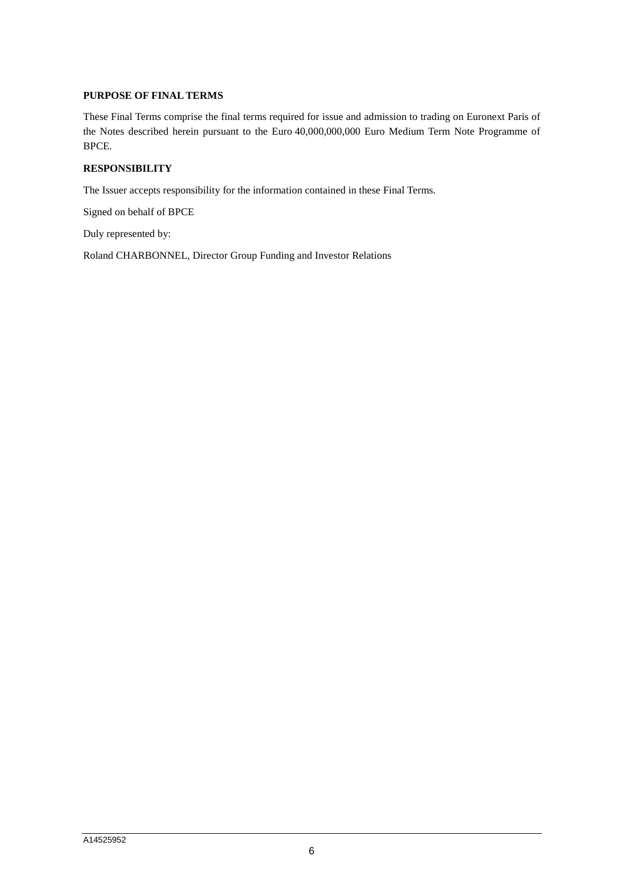**PURPOSE OF FINAL TERMS**

These Final Terms comprise the final terms required for issue and admission to trading on Euronext Paris of the Notes described herein pursuant to the Euro 40,000,000,000 Euro Medium Term Note Programme of BPCE.

**RESPONSIBILITY**

The Issuer accepts responsibility for the information contained in these Final Terms.

Signed on behalf of BPCE

Duly represented by:

Roland CHARBONNEL, Director Group Funding and Investor Relations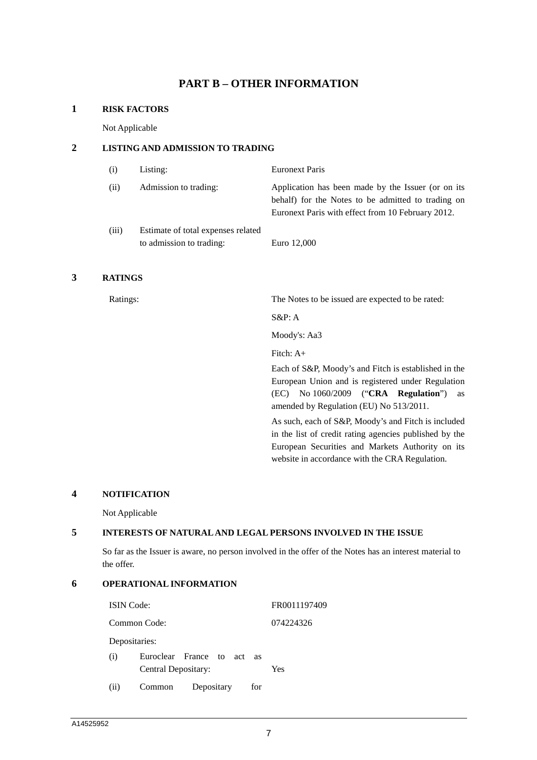# PART B – OTHER INFORMATION

## 1 RISK FACTORS

Not Applicable

## 2 LISTING AND ADMISSION TO TRADING

| | | |
|---|---|---|
| (i) | Listing: | Euronext Paris |
| (ii) | Admission to trading: | Application has been made by the Issuer (or on its behalf) for the Notes to be admitted to trading on Euronext Paris with effect from 10 February 2012. |
| (iii) | Estimate of total expenses related to admission to trading: | Euro 12,000 |

## 3 RATINGS

Ratings: The Notes to be issued are expected to be rated:

S&P: A

Moody's: Aa3

Fitch: A+

Each of S&P, Moody's and Fitch is established in the European Union and is registered under Regulation (EC) No 1060/2009 ("**CRA Regulation**") as amended by Regulation (EU) No 513/2011.

As such, each of S&P, Moody's and Fitch is included in the list of credit rating agencies published by the European Securities and Markets Authority on its website in accordance with the CRA Regulation.

## 4 NOTIFICATION

Not Applicable

## 5 INTERESTS OF NATURAL AND LEGAL PERSONS INVOLVED IN THE ISSUE

So far as the Issuer is aware, no person involved in the offer of the Notes has an interest material to the offer.

## 6 OPERATIONAL INFORMATION

| | |
|---|---|
| ISIN Code: | FR0011197409 |
| Common Code: | 074224326 |
| Depositaries: | |
| (i) Euroclear France to act as Central Depositary: | Yes |
| (ii) Common Depositary for | |

A14525952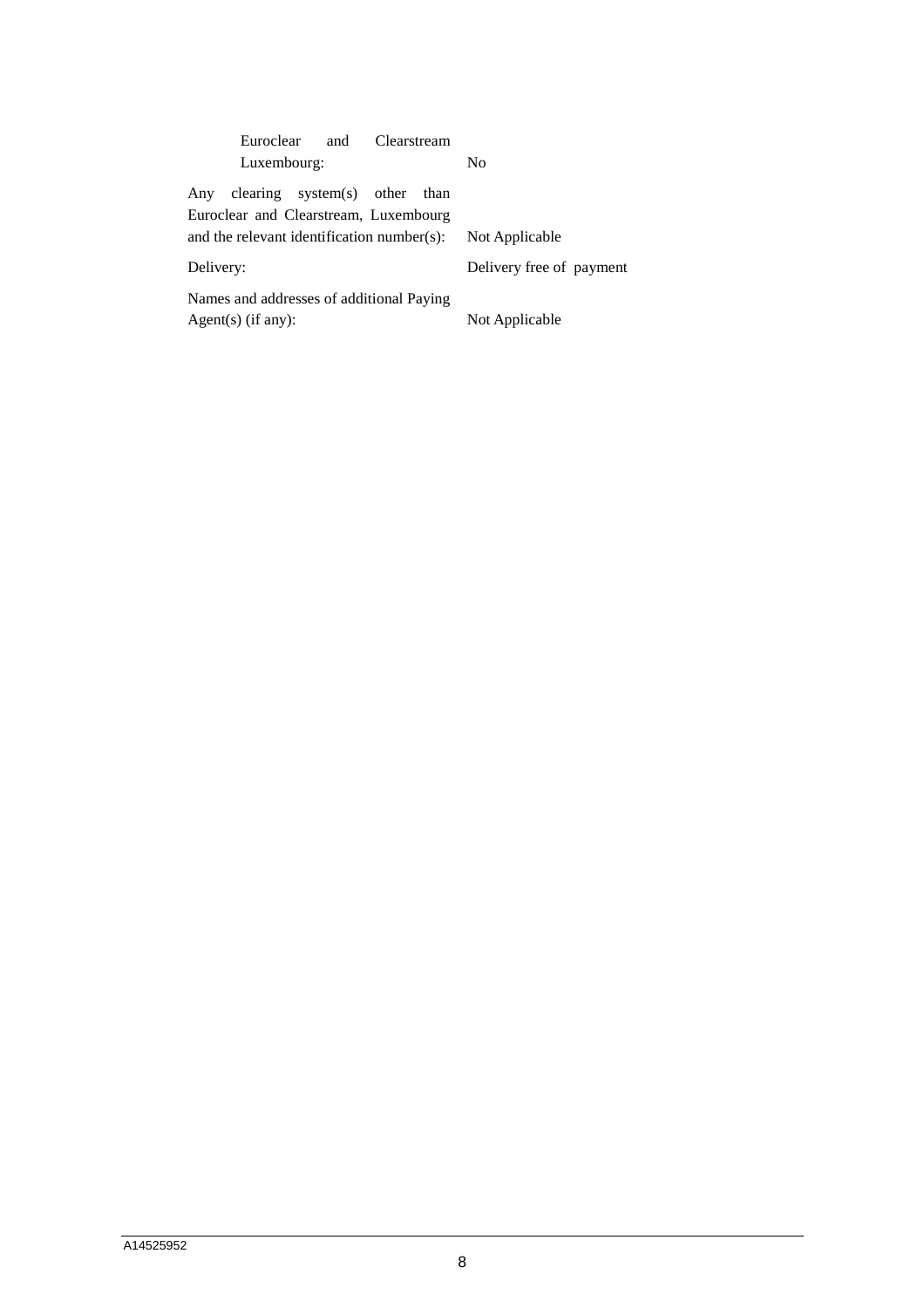| | |
|---|---|
| Euroclear and Clearstream Luxembourg: | No |
| Any clearing system(s) other than Euroclear and Clearstream, Luxembourg and the relevant identification number(s): | Not Applicable |
| Delivery: | Delivery free of payment |
| Names and addresses of additional Paying Agent(s) (if any): | Not Applicable |

A14525952